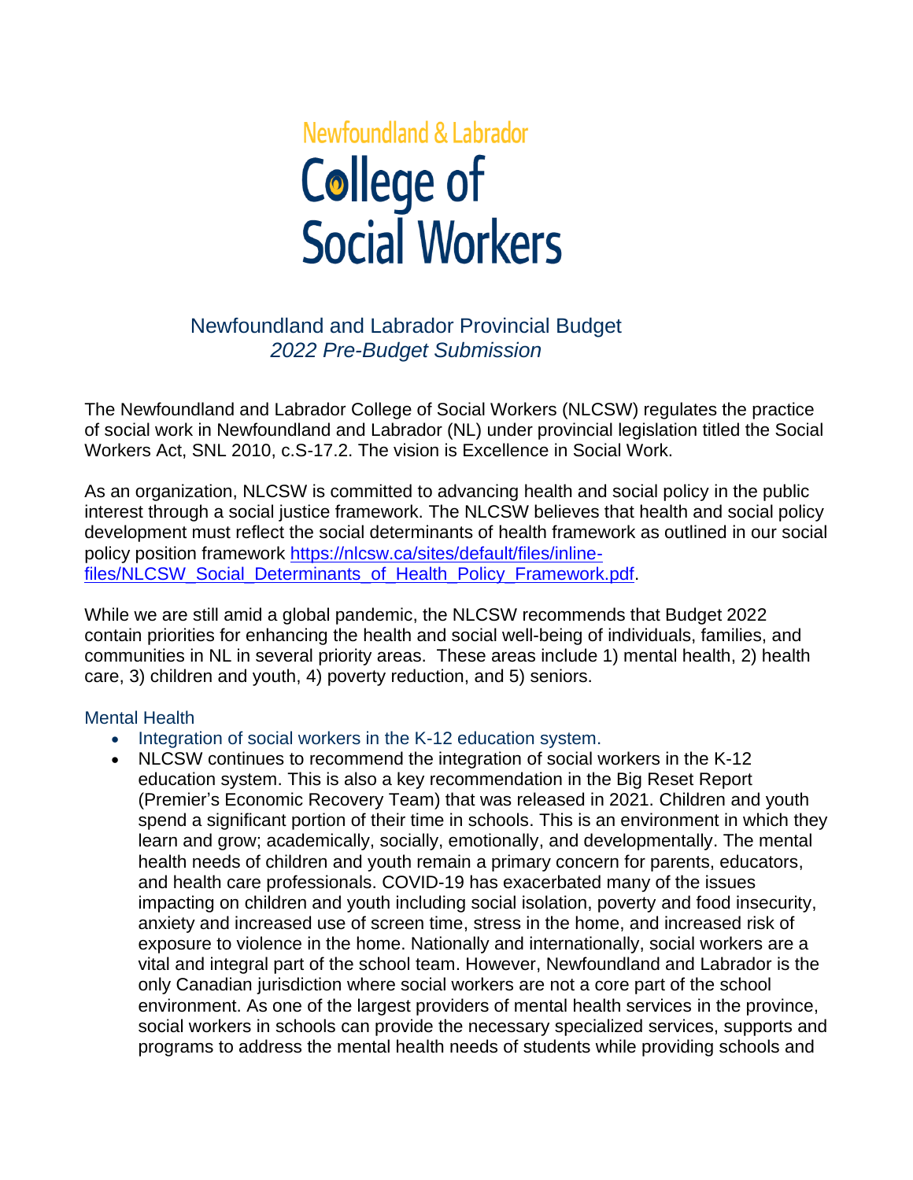Newfoundland & Labrador

# College of Social Workers

## Newfoundland and Labrador Provincial Budget

*2022 Pre-Budget Submission*

The Newfoundland and Labrador College of Social Workers (NLCSW) regulates the practice of social work in Newfoundland and Labrador (NL) under provincial legislation titled the Social Workers Act, SNL 2010, c.S-17.2. The vision is Excellence in Social Work.

As an organization, NLCSW is committed to advancing health and social policy in the public interest through a social justice framework. The NLCSW believes that health and social policy development must reflect the social determinants of health framework as outlined in our social policy position framework [https://nlcsw.ca/sites/default/files/inline-files/NLCSW_Social_Determinants_of_Health_Policy_Framework.pdf](https://nlcsw.ca/sites/default/files/inline-files/NLCSW_Social_Determinants_of_Health_Policy_Framework.pdf).

While we are still amid a global pandemic, the NLCSW recommends that Budget 2022 contain priorities for enhancing the health and social well-being of individuals, families, and communities in NL in several priority areas. These areas include 1) mental health, 2) health care, 3) children and youth, 4) poverty reduction, and 5) seniors.

### Mental Health

- Integration of social workers in the K-12 education system.
- NLCSW continues to recommend the integration of social workers in the K-12 education system. This is also a key recommendation in the Big Reset Report (Premier's Economic Recovery Team) that was released in 2021. Children and youth spend a significant portion of their time in schools. This is an environment in which they learn and grow; academically, socially, emotionally, and developmentally. The mental health needs of children and youth remain a primary concern for parents, educators, and health care professionals. COVID-19 has exacerbated many of the issues impacting on children and youth including social isolation, poverty and food insecurity, anxiety and increased use of screen time, stress in the home, and increased risk of exposure to violence in the home. Nationally and internationally, social workers are a vital and integral part of the school team. However, Newfoundland and Labrador is the only Canadian jurisdiction where social workers are not a core part of the school environment. As one of the largest providers of mental health services in the province, social workers in schools can provide the necessary specialized services, supports and programs to address the mental health needs of students while providing schools and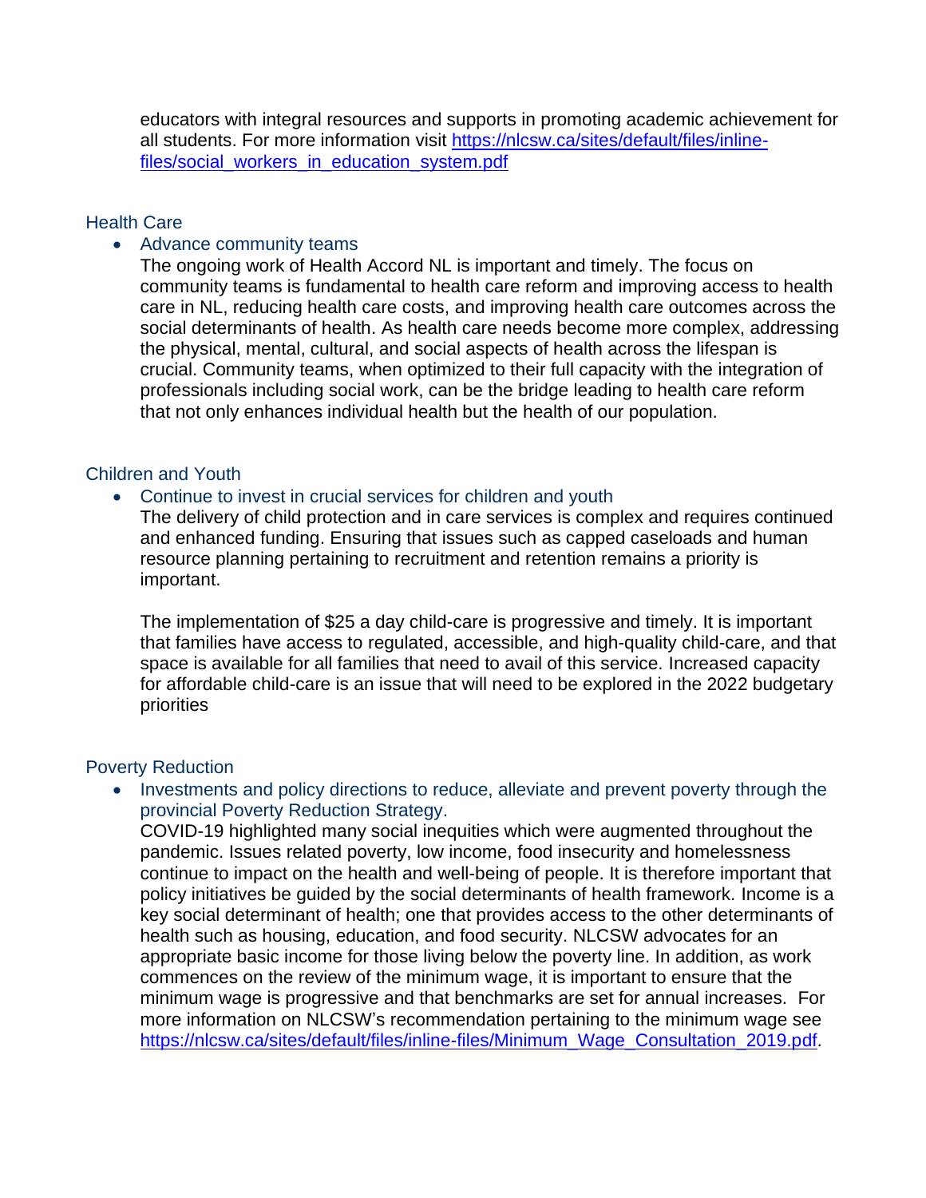educators with integral resources and supports in promoting academic achievement for all students. For more information visit https://nlcsw.ca/sites/default/files/inline-files/social_workers_in_education_system.pdf

## Health Care

- Advance community teams

  The ongoing work of Health Accord NL is important and timely. The focus on community teams is fundamental to health care reform and improving access to health care in NL, reducing health care costs, and improving health care outcomes across the social determinants of health. As health care needs become more complex, addressing the physical, mental, cultural, and social aspects of health across the lifespan is crucial. Community teams, when optimized to their full capacity with the integration of professionals including social work, can be the bridge leading to health care reform that not only enhances individual health but the health of our population.

## Children and Youth

- Continue to invest in crucial services for children and youth

  The delivery of child protection and in care services is complex and requires continued and enhanced funding. Ensuring that issues such as capped caseloads and human resource planning pertaining to recruitment and retention remains a priority is important.

  The implementation of $25 a day child-care is progressive and timely. It is important that families have access to regulated, accessible, and high-quality child-care, and that space is available for all families that need to avail of this service. Increased capacity for affordable child-care is an issue that will need to be explored in the 2022 budgetary priorities

## Poverty Reduction

- Investments and policy directions to reduce, alleviate and prevent poverty through the provincial Poverty Reduction Strategy.

  COVID-19 highlighted many social inequities which were augmented throughout the pandemic. Issues related poverty, low income, food insecurity and homelessness continue to impact on the health and well-being of people. It is therefore important that policy initiatives be guided by the social determinants of health framework. Income is a key social determinant of health; one that provides access to the other determinants of health such as housing, education, and food security. NLCSW advocates for an appropriate basic income for those living below the poverty line. In addition, as work commences on the review of the minimum wage, it is important to ensure that the minimum wage is progressive and that benchmarks are set for annual increases. For more information on NLCSW's recommendation pertaining to the minimum wage see https://nlcsw.ca/sites/default/files/inline-files/Minimum_Wage_Consultation_2019.pdf.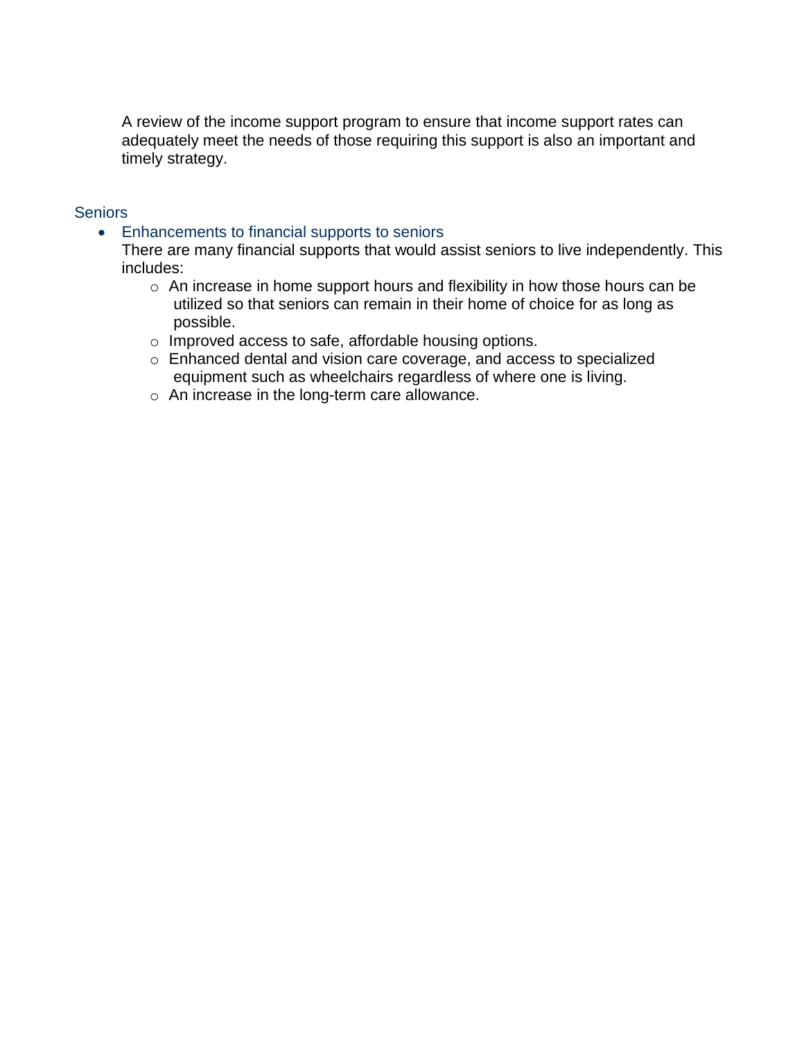A review of the income support program to ensure that income support rates can adequately meet the needs of those requiring this support is also an important and timely strategy.

## Seniors

- ### Enhancements to financial supports to seniors

  There are many financial supports that would assist seniors to live independently. This includes:

  - An increase in home support hours and flexibility in how those hours can be utilized so that seniors can remain in their home of choice for as long as possible.
  - Improved access to safe, affordable housing options.
  - Enhanced dental and vision care coverage, and access to specialized equipment such as wheelchairs regardless of where one is living.
  - An increase in the long-term care allowance.